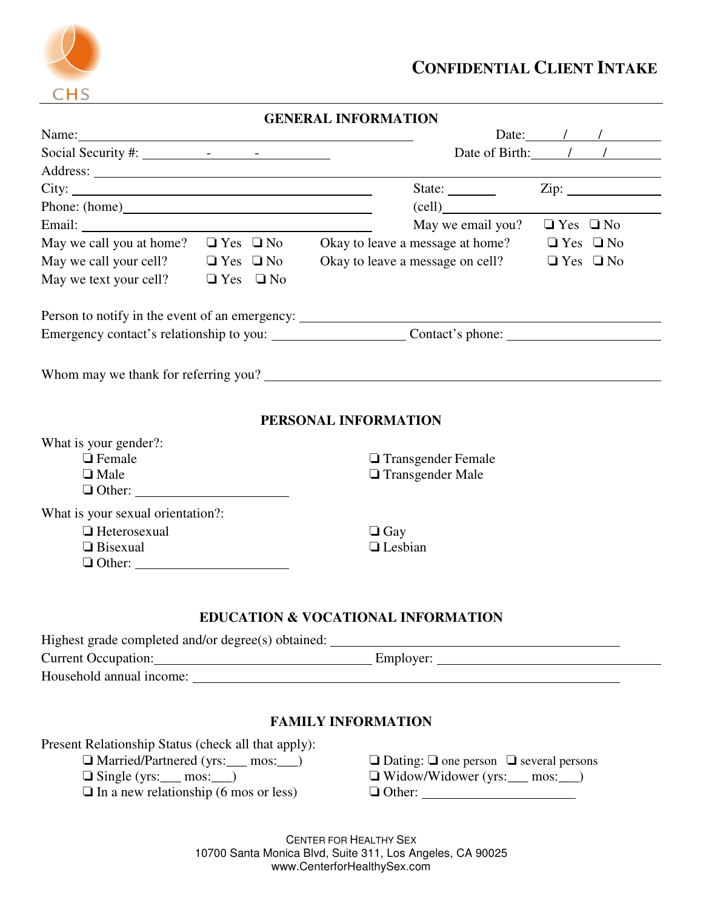CHS

# CONFIDENTIAL CLIENT INTAKE

## GENERAL INFORMATION

Name: ____________________ Date: ____/____/____

Social Security #: _____-_____-_____ Date of Birth: ____/____/____

Address: ____________________

City: ____________________ State: ________ Zip: ________

Phone: (home) ____________________ (cell) ____________________

Email: ____________________ May we email you? ❑ Yes ❑ No

May we call you at home? ❑ Yes ❑ No Okay to leave a message at home? ❑ Yes ❑ No

May we call your cell? ❑ Yes ❑ No Okay to leave a message on cell? ❑ Yes ❑ No

May we text your cell? ❑ Yes ❑ No

Person to notify in the event of an emergency: ____________________

Emergency contact's relationship to you: ____________________ Contact's phone: ____________________

Whom may we thank for referring you? ____________________

## PERSONAL INFORMATION

What is your gender?:

- ❑ Female
- ❑ Male
- ❑ Other: ____________________
- ❑ Transgender Female
- ❑ Transgender Male

What is your sexual orientation?:

- ❑ Heterosexual
- ❑ Bisexual
- ❑ Other: ____________________
- ❑ Gay
- ❑ Lesbian

## EDUCATION & VOCATIONAL INFORMATION

Highest grade completed and/or degree(s) obtained: ____________________

Current Occupation: ____________________ Employer: ____________________

Household annual income: ____________________

## FAMILY INFORMATION

Present Relationship Status (check all that apply):

- ❑ Married/Partnered (yrs:___ mos:___)
- ❑ Single (yrs:___ mos:___)
- ❑ In a new relationship (6 mos or less)
- ❑ Dating: ❑ one person ❑ several persons
- ❑ Widow/Widower (yrs:___ mos:___)
- ❑ Other: ____________________

CENTER FOR HEALTHY SEX
10700 Santa Monica Blvd, Suite 311, Los Angeles, CA 90025
www.CenterforHealthySex.com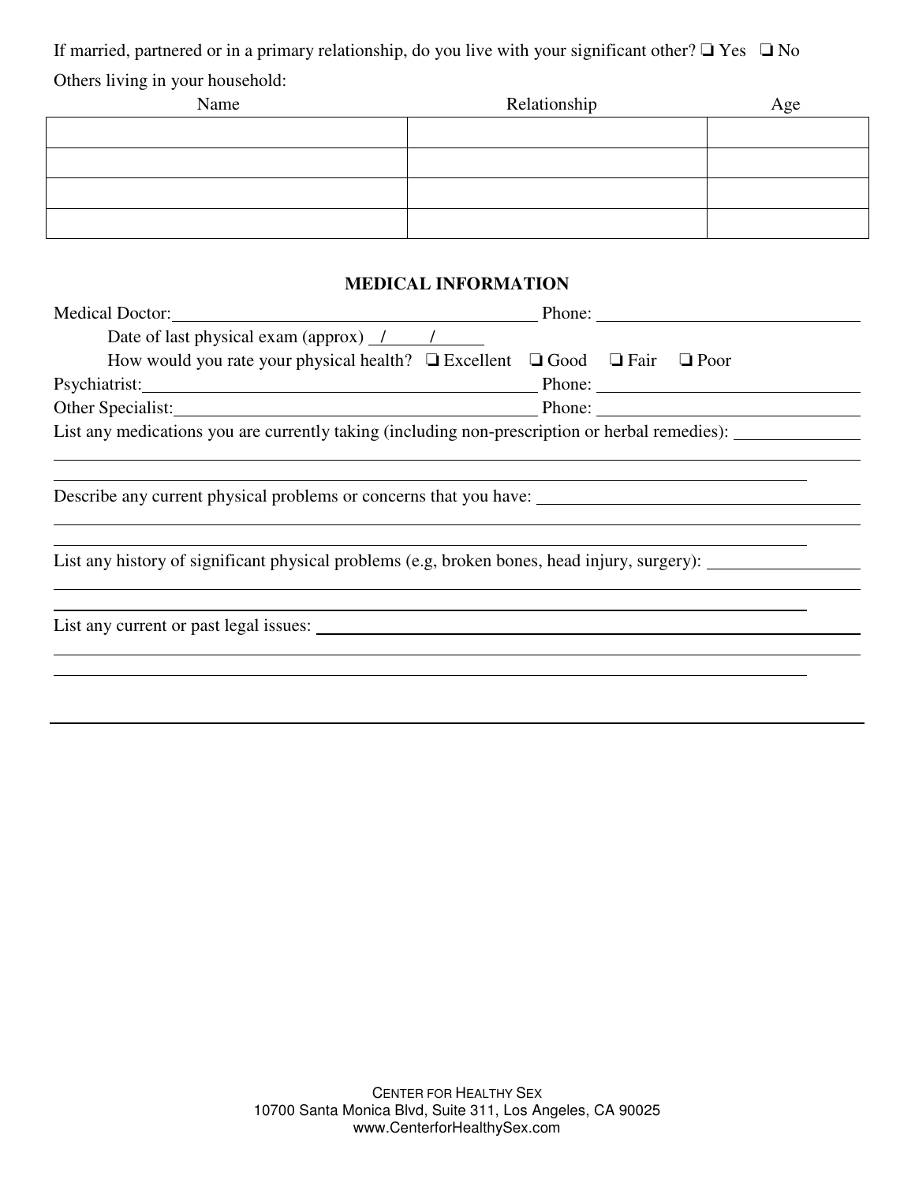If married, partnered or in a primary relationship, do you live with your significant other? ❑ Yes ❑ No

Others living in your household:

| Name | Relationship | Age |
|---|---|---|
| | | |
| | | |
| | | |
| | | |

## MEDICAL INFORMATION

Medical Doctor: ______________________________ Phone: ______________________

Date of last physical exam (approx) ___/___/___

How would you rate your physical health? ❑ Excellent ❑ Good ❑ Fair ❑ Poor

Psychiatrist: ______________________________ Phone: ______________________

Other Specialist: ______________________________ Phone: ______________________

List any medications you are currently taking (including non-prescription or herbal remedies): ______________________

______________________________________________________________________

______________________________________________________________________

Describe any current physical problems or concerns that you have: ______________________

______________________________________________________________________

______________________________________________________________________

List any history of significant physical problems (e.g, broken bones, head injury, surgery): ______________________

______________________________________________________________________

______________________________________________________________________

List any current or past legal issues: ______________________________________

______________________________________________________________________

______________________________________________________________________

CENTER FOR HEALTHY SEX
10700 Santa Monica Blvd, Suite 311, Los Angeles, CA 90025
www.CenterforHealthySex.com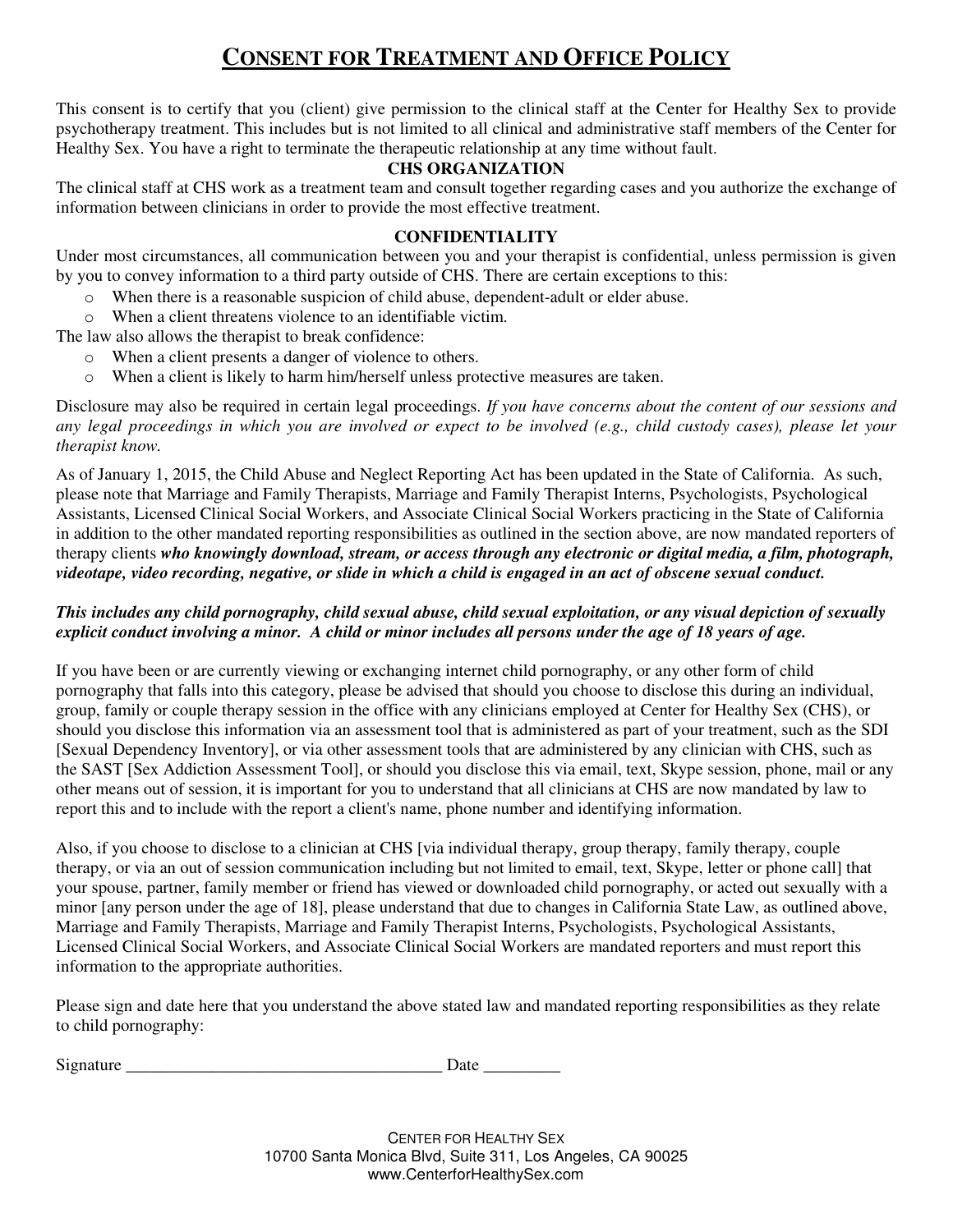# CONSENT FOR TREATMENT AND OFFICE POLICY

This consent is to certify that you (client) give permission to the clinical staff at the Center for Healthy Sex to provide psychotherapy treatment. This includes but is not limited to all clinical and administrative staff members of the Center for Healthy Sex. You have a right to terminate the therapeutic relationship at any time without fault.

**CHS ORGANIZATION**

The clinical staff at CHS work as a treatment team and consult together regarding cases and you authorize the exchange of information between clinicians in order to provide the most effective treatment.

**CONFIDENTIALITY**

Under most circumstances, all communication between you and your therapist is confidential, unless permission is given by you to convey information to a third party outside of CHS. There are certain exceptions to this:

- When there is a reasonable suspicion of child abuse, dependent-adult or elder abuse.
- When a client threatens violence to an identifiable victim.

The law also allows the therapist to break confidence:

- When a client presents a danger of violence to others.
- When a client is likely to harm him/herself unless protective measures are taken.

Disclosure may also be required in certain legal proceedings. *If you have concerns about the content of our sessions and any legal proceedings in which you are involved or expect to be involved (e.g., child custody cases), please let your therapist know.*

As of January 1, 2015, the Child Abuse and Neglect Reporting Act has been updated in the State of California. As such, please note that Marriage and Family Therapists, Marriage and Family Therapist Interns, Psychologists, Psychological Assistants, Licensed Clinical Social Workers, and Associate Clinical Social Workers practicing in the State of California in addition to the other mandated reporting responsibilities as outlined in the section above, are now mandated reporters of therapy clients ***who knowingly download, stream, or access through any electronic or digital media, a film, photograph, videotape, video recording, negative, or slide in which a child is engaged in an act of obscene sexual conduct.***

***This includes any child pornography, child sexual abuse, child sexual exploitation, or any visual depiction of sexually explicit conduct involving a minor. A child or minor includes all persons under the age of 18 years of age.***

If you have been or are currently viewing or exchanging internet child pornography, or any other form of child pornography that falls into this category, please be advised that should you choose to disclose this during an individual, group, family or couple therapy session in the office with any clinicians employed at Center for Healthy Sex (CHS), or should you disclose this information via an assessment tool that is administered as part of your treatment, such as the SDI [Sexual Dependency Inventory], or via other assessment tools that are administered by any clinician with CHS, such as the SAST [Sex Addiction Assessment Tool], or should you disclose this via email, text, Skype session, phone, mail or any other means out of session, it is important for you to understand that all clinicians at CHS are now mandated by law to report this and to include with the report a client's name, phone number and identifying information.

Also, if you choose to disclose to a clinician at CHS [via individual therapy, group therapy, family therapy, couple therapy, or via an out of session communication including but not limited to email, text, Skype, letter or phone call] that your spouse, partner, family member or friend has viewed or downloaded child pornography, or acted out sexually with a minor [any person under the age of 18], please understand that due to changes in California State Law, as outlined above, Marriage and Family Therapists, Marriage and Family Therapist Interns, Psychologists, Psychological Assistants, Licensed Clinical Social Workers, and Associate Clinical Social Workers are mandated reporters and must report this information to the appropriate authorities.

Please sign and date here that you understand the above stated law and mandated reporting responsibilities as they relate to child pornography:

Signature _____________________________________ Date _________

CENTER FOR HEALTHY SEX
10700 Santa Monica Blvd, Suite 311, Los Angeles, CA 90025
www.CenterforHealthySex.com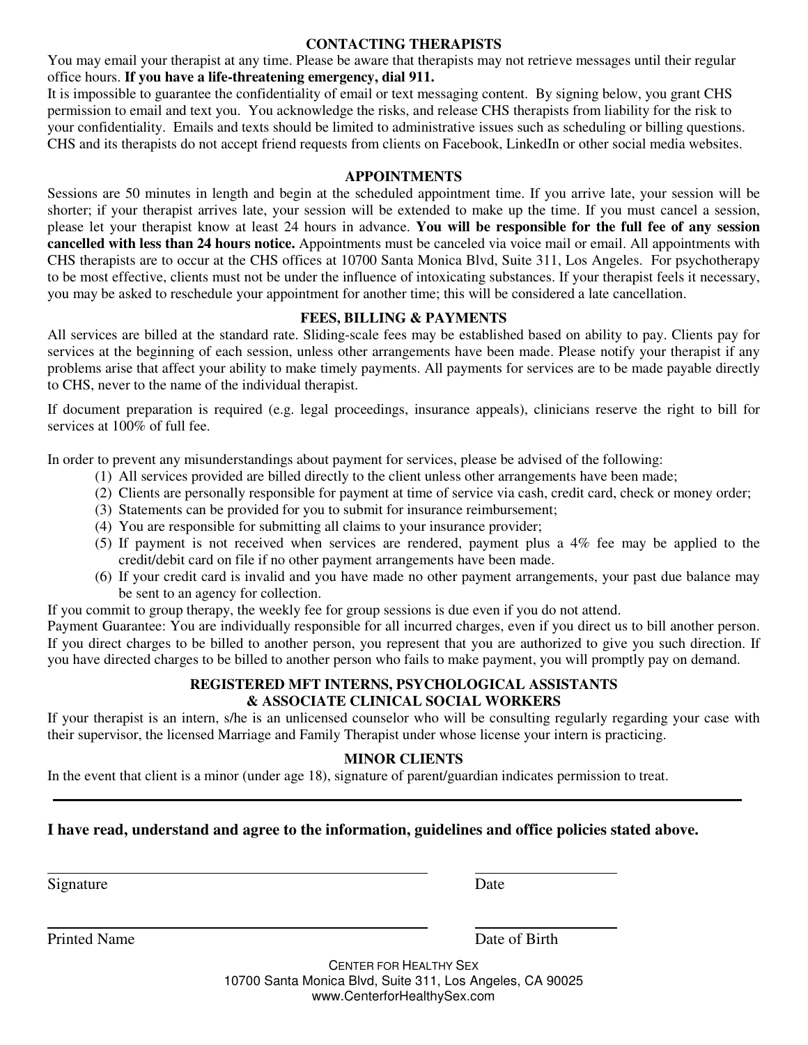## CONTACTING THERAPISTS

You may email your therapist at any time. Please be aware that therapists may not retrieve messages until their regular office hours. **If you have a life-threatening emergency, dial 911.**

It is impossible to guarantee the confidentiality of email or text messaging content. By signing below, you grant CHS permission to email and text you. You acknowledge the risks, and release CHS therapists from liability for the risk to your confidentiality. Emails and texts should be limited to administrative issues such as scheduling or billing questions. CHS and its therapists do not accept friend requests from clients on Facebook, LinkedIn or other social media websites.

## APPOINTMENTS

Sessions are 50 minutes in length and begin at the scheduled appointment time. If you arrive late, your session will be shorter; if your therapist arrives late, your session will be extended to make up the time. If you must cancel a session, please let your therapist know at least 24 hours in advance. **You will be responsible for the full fee of any session cancelled with less than 24 hours notice.** Appointments must be canceled via voice mail or email. All appointments with CHS therapists are to occur at the CHS offices at 10700 Santa Monica Blvd, Suite 311, Los Angeles. For psychotherapy to be most effective, clients must not be under the influence of intoxicating substances. If your therapist feels it necessary, you may be asked to reschedule your appointment for another time; this will be considered a late cancellation.

## FEES, BILLING & PAYMENTS

All services are billed at the standard rate. Sliding-scale fees may be established based on ability to pay. Clients pay for services at the beginning of each session, unless other arrangements have been made. Please notify your therapist if any problems arise that affect your ability to make timely payments. All payments for services are to be made payable directly to CHS, never to the name of the individual therapist.

If document preparation is required (e.g. legal proceedings, insurance appeals), clinicians reserve the right to bill for services at 100% of full fee.

In order to prevent any misunderstandings about payment for services, please be advised of the following:

1. All services provided are billed directly to the client unless other arrangements have been made;
2. Clients are personally responsible for payment at time of service via cash, credit card, check or money order;
3. Statements can be provided for you to submit for insurance reimbursement;
4. You are responsible for submitting all claims to your insurance provider;
5. If payment is not received when services are rendered, payment plus a 4% fee may be applied to the credit/debit card on file if no other payment arrangements have been made.
6. If your credit card is invalid and you have made no other payment arrangements, your past due balance may be sent to an agency for collection.

If you commit to group therapy, the weekly fee for group sessions is due even if you do not attend.

Payment Guarantee: You are individually responsible for all incurred charges, even if you direct us to bill another person. If you direct charges to be billed to another person, you represent that you are authorized to give you such direction. If you have directed charges to be billed to another person who fails to make payment, you will promptly pay on demand.

## REGISTERED MFT INTERNS, PSYCHOLOGICAL ASSISTANTS & ASSOCIATE CLINICAL SOCIAL WORKERS

If your therapist is an intern, s/he is an unlicensed counselor who will be consulting regularly regarding your case with their supervisor, the licensed Marriage and Family Therapist under whose license your intern is practicing.

## MINOR CLIENTS

In the event that client is a minor (under age 18), signature of parent/guardian indicates permission to treat.

---

**I have read, understand and agree to the information, guidelines and office policies stated above.**

\_\_\_\_\_\_\_\_\_\_\_\_\_\_\_\_\_\_\_\_\_\_\_\_\_\_\_\_\_\_\_\_\_\_\_\_\_\_ \_\_\_\_\_\_\_\_\_\_\_\_\_\_\_

Signature Date

\_\_\_\_\_\_\_\_\_\_\_\_\_\_\_\_\_\_\_\_\_\_\_\_\_\_\_\_\_\_\_\_\_\_\_\_\_\_ \_\_\_\_\_\_\_\_\_\_\_\_\_\_\_

Printed Name Date of Birth

CENTER FOR HEALTHY SEX
10700 Santa Monica Blvd, Suite 311, Los Angeles, CA 90025
www.CenterforHealthySex.com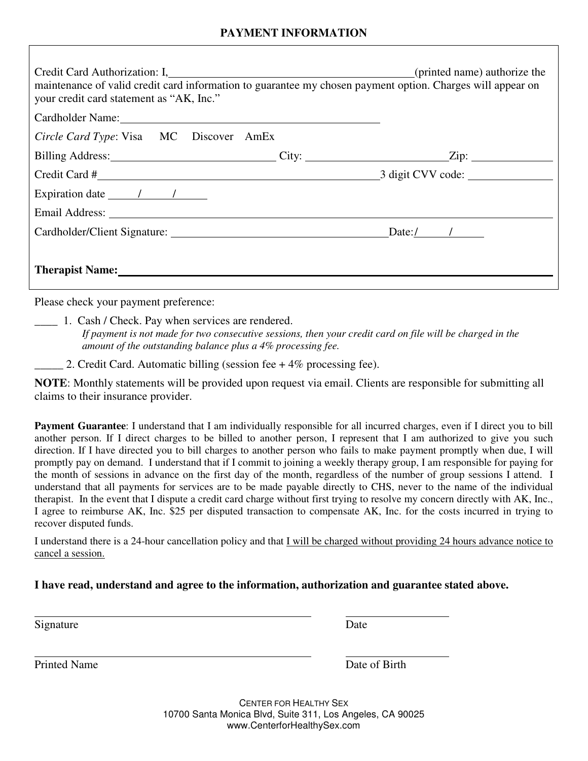## PAYMENT INFORMATION

Credit Card Authorization: I, ____________________________________________ (printed name) authorize the maintenance of valid credit card information to guarantee my chosen payment option. Charges will appear on your credit card statement as "AK, Inc."

Cardholder Name: ____________________________________________

*Circle Card Type*: Visa MC Discover AmEx

Billing Address: ____________________________ City: ________________________ Zip: ______________

Credit Card # ________________________________________________ 3 digit CVV code: ______________

Expiration date ____/____/____

Email Address: ____________________________________________________________________________

Cardholder/Client Signature: ______________________________________ Date: ____/____/____

**Therapist Name:** ____________________________________________________________________

Please check your payment preference:

____ 1. Cash / Check. Pay when services are rendered.
*If payment is not made for two consecutive sessions, then your credit card on file will be charged in the amount of the outstanding balance plus a 4% processing fee.*

_____ 2. Credit Card. Automatic billing (session fee + 4% processing fee).

**NOTE**: Monthly statements will be provided upon request via email. Clients are responsible for submitting all claims to their insurance provider.

**Payment Guarantee**: I understand that I am individually responsible for all incurred charges, even if I direct you to bill another person. If I direct charges to be billed to another person, I represent that I am authorized to give you such direction. If I have directed you to bill charges to another person who fails to make payment promptly when due, I will promptly pay on demand. I understand that if I commit to joining a weekly therapy group, I am responsible for paying for the month of sessions in advance on the first day of the month, regardless of the number of group sessions I attend. I understand that all payments for services are to be made payable directly to CHS, never to the name of the individual therapist. In the event that I dispute a credit card charge without first trying to resolve my concern directly with AK, Inc., I agree to reimburse AK, Inc. $25 per disputed transaction to compensate AK, Inc. for the costs incurred in trying to recover disputed funds.

I understand there is a 24-hour cancellation policy and that <u>I will be charged without providing 24 hours advance notice to cancel a session.</u>

**I have read, understand and agree to the information, authorization and guarantee stated above.**

______________________________________________ ____________________
Signature Date

______________________________________________ ____________________
Printed Name Date of Birth

CENTER FOR HEALTHY SEX
10700 Santa Monica Blvd, Suite 311, Los Angeles, CA 90025
www.CenterforHealthySex.com